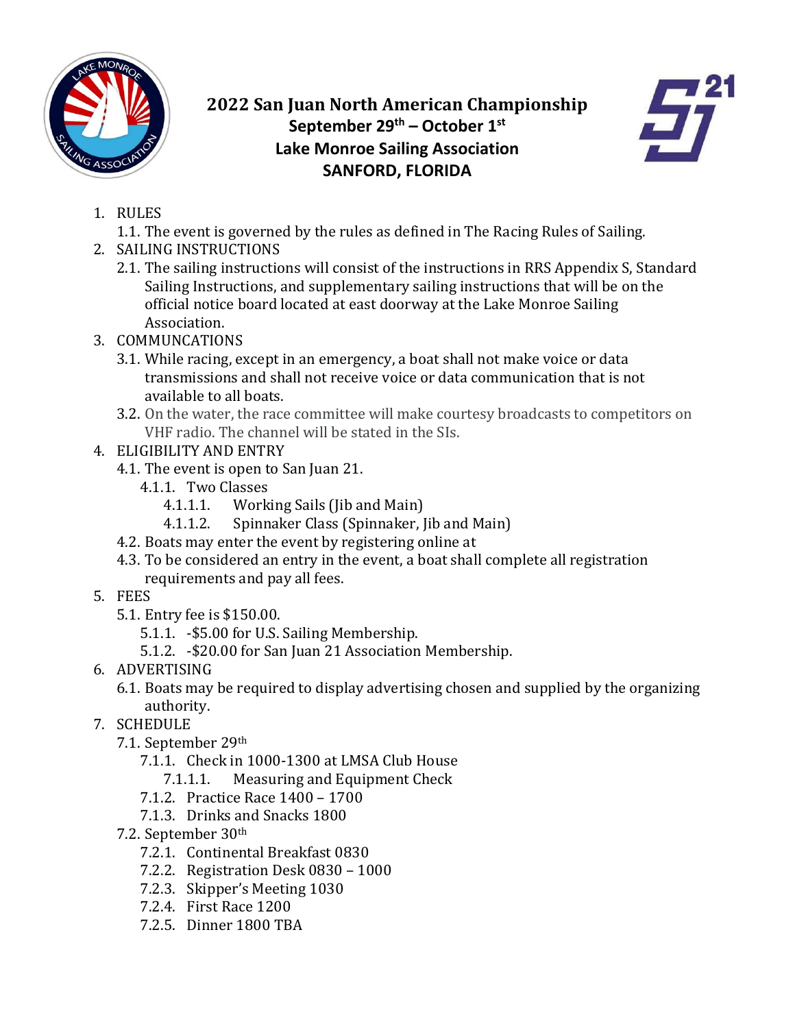# 2022 San Juan North American Championship

**September 29th – October 1st**

**Lake Monroe Sailing Association**

**SANFORD, FLORIDA**

1. RULES
   1.1. The event is governed by the rules as defined in The Racing Rules of Sailing.
2. SAILING INSTRUCTIONS
   2.1. The sailing instructions will consist of the instructions in RRS Appendix S, Standard Sailing Instructions, and supplementary sailing instructions that will be on the official notice board located at east doorway at the Lake Monroe Sailing Association.
3. COMMUNCATIONS
   3.1. While racing, except in an emergency, a boat shall not make voice or data transmissions and shall not receive voice or data communication that is not available to all boats.
   3.2. On the water, the race committee will make courtesy broadcasts to competitors on VHF radio. The channel will be stated in the SIs.
4. ELIGIBILITY AND ENTRY
   4.1. The event is open to San Juan 21.
      4.1.1. Two Classes
         4.1.1.1. Working Sails (Jib and Main)
         4.1.1.2. Spinnaker Class (Spinnaker, Jib and Main)
   4.2. Boats may enter the event by registering online at
   4.3. To be considered an entry in the event, a boat shall complete all registration requirements and pay all fees.
5. FEES
   5.1. Entry fee is $150.00.
      5.1.1. -$5.00 for U.S. Sailing Membership.
      5.1.2. -$20.00 for San Juan 21 Association Membership.
6. ADVERTISING
   6.1. Boats may be required to display advertising chosen and supplied by the organizing authority.
7. SCHEDULE
   7.1. September 29th
      7.1.1. Check in 1000-1300 at LMSA Club House
         7.1.1.1. Measuring and Equipment Check
      7.1.2. Practice Race 1400 – 1700
      7.1.3. Drinks and Snacks 1800
   7.2. September 30th
      7.2.1. Continental Breakfast 0830
      7.2.2. Registration Desk 0830 – 1000
      7.2.3. Skipper's Meeting 1030
      7.2.4. First Race 1200
      7.2.5. Dinner 1800 TBA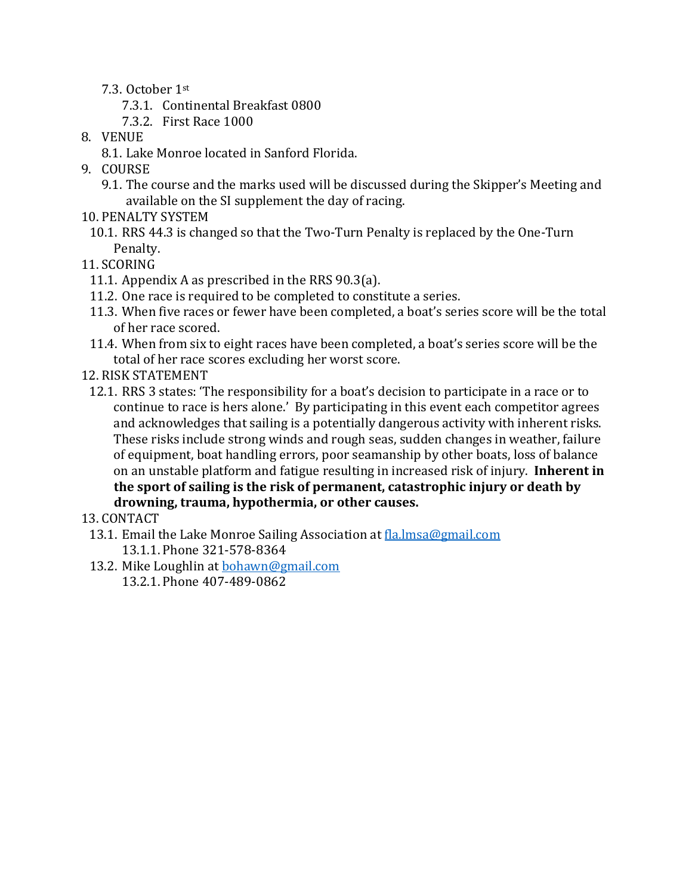7.3. October 1st

7.3.1. Continental Breakfast 0800

7.3.2. First Race 1000

8. VENUE

8.1. Lake Monroe located in Sanford Florida.

9. COURSE

9.1. The course and the marks used will be discussed during the Skipper's Meeting and available on the SI supplement the day of racing.

10. PENALTY SYSTEM

10.1. RRS 44.3 is changed so that the Two-Turn Penalty is replaced by the One-Turn Penalty.

11. SCORING

11.1. Appendix A as prescribed in the RRS 90.3(a).

11.2. One race is required to be completed to constitute a series.

11.3. When five races or fewer have been completed, a boat's series score will be the total of her race scored.

11.4. When from six to eight races have been completed, a boat's series score will be the total of her race scores excluding her worst score.

12. RISK STATEMENT

12.1. RRS 3 states: 'The responsibility for a boat's decision to participate in a race or to continue to race is hers alone.' By participating in this event each competitor agrees and acknowledges that sailing is a potentially dangerous activity with inherent risks. These risks include strong winds and rough seas, sudden changes in weather, failure of equipment, boat handling errors, poor seamanship by other boats, loss of balance on an unstable platform and fatigue resulting in increased risk of injury. **Inherent in the sport of sailing is the risk of permanent, catastrophic injury or death by drowning, trauma, hypothermia, or other causes.**

13. CONTACT

13.1. Email the Lake Monroe Sailing Association at fla.lmsa@gmail.com

13.1.1. Phone 321-578-8364

13.2. Mike Loughlin at bohawn@gmail.com

13.2.1. Phone 407-489-0862